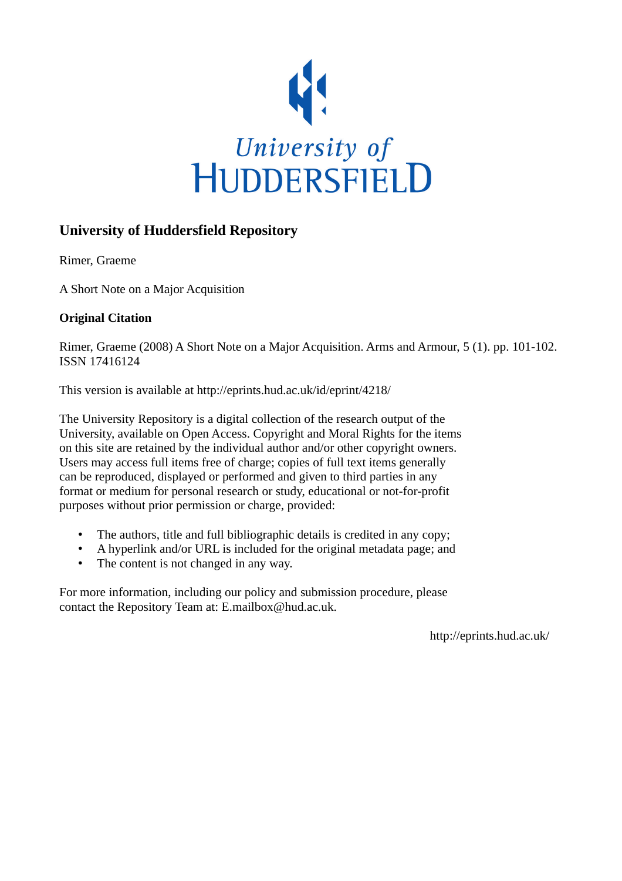University of
HUDDERSFIELD

## University of Huddersfield Repository

Rimer, Graeme

A Short Note on a Major Acquisition

### Original Citation

Rimer, Graeme (2008) A Short Note on a Major Acquisition. Arms and Armour, 5 (1). pp. 101-102. ISSN 17416124

This version is available at http://eprints.hud.ac.uk/id/eprint/4218/

The University Repository is a digital collection of the research output of the University, available on Open Access. Copyright and Moral Rights for the items on this site are retained by the individual author and/or other copyright owners. Users may access full items free of charge; copies of full text items generally can be reproduced, displayed or performed and given to third parties in any format or medium for personal research or study, educational or not-for-profit purposes without prior permission or charge, provided:

- The authors, title and full bibliographic details is credited in any copy;
- A hyperlink and/or URL is included for the original metadata page; and
- The content is not changed in any way.

For more information, including our policy and submission procedure, please contact the Repository Team at: E.mailbox@hud.ac.uk.

http://eprints.hud.ac.uk/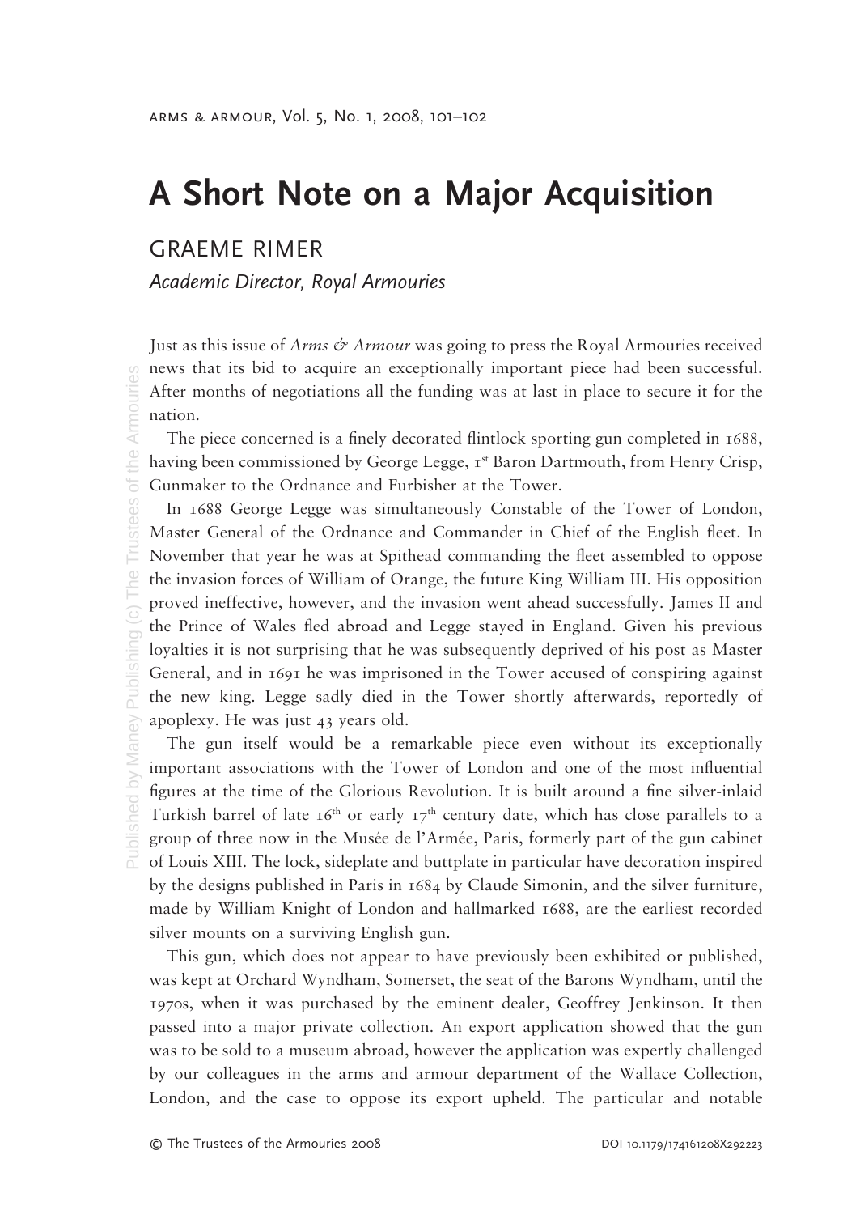# A Short Note on a Major Acquisition

GRAEME RIMER

*Academic Director, Royal Armouries*

Just as this issue of *Arms & Armour* was going to press the Royal Armouries received news that its bid to acquire an exceptionally important piece had been successful. After months of negotiations all the funding was at last in place to secure it for the nation.

The piece concerned is a finely decorated flintlock sporting gun completed in 1688, having been commissioned by George Legge, 1st Baron Dartmouth, from Henry Crisp, Gunmaker to the Ordnance and Furbisher at the Tower.

In 1688 George Legge was simultaneously Constable of the Tower of London, Master General of the Ordnance and Commander in Chief of the English fleet. In November that year he was at Spithead commanding the fleet assembled to oppose the invasion forces of William of Orange, the future King William III. His opposition proved ineffective, however, and the invasion went ahead successfully. James II and the Prince of Wales fled abroad and Legge stayed in England. Given his previous loyalties it is not surprising that he was subsequently deprived of his post as Master General, and in 1691 he was imprisoned in the Tower accused of conspiring against the new king. Legge sadly died in the Tower shortly afterwards, reportedly of apoplexy. He was just 43 years old.

The gun itself would be a remarkable piece even without its exceptionally important associations with the Tower of London and one of the most influential figures at the time of the Glorious Revolution. It is built around a fine silver-inlaid Turkish barrel of late 16th or early 17th century date, which has close parallels to a group of three now in the Musée de l'Armée, Paris, formerly part of the gun cabinet of Louis XIII. The lock, sideplate and buttplate in particular have decoration inspired by the designs published in Paris in 1684 by Claude Simonin, and the silver furniture, made by William Knight of London and hallmarked 1688, are the earliest recorded silver mounts on a surviving English gun.

This gun, which does not appear to have previously been exhibited or published, was kept at Orchard Wyndham, Somerset, the seat of the Barons Wyndham, until the 1970s, when it was purchased by the eminent dealer, Geoffrey Jenkinson. It then passed into a major private collection. An export application showed that the gun was to be sold to a museum abroad, however the application was expertly challenged by our colleagues in the arms and armour department of the Wallace Collection, London, and the case to oppose its export upheld. The particular and notable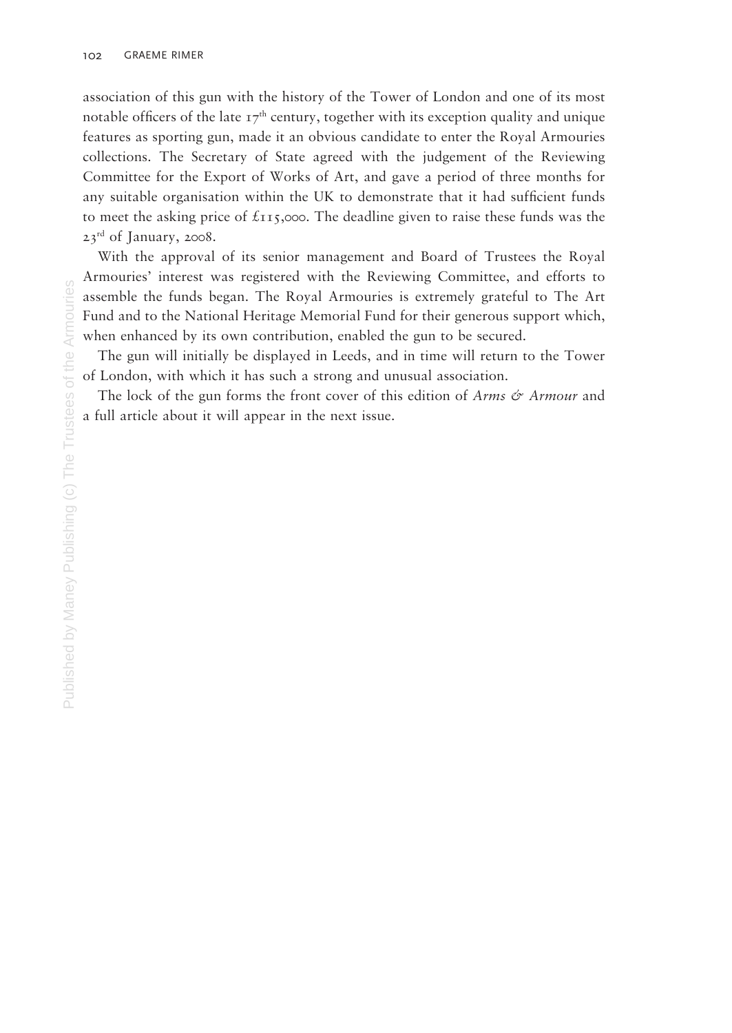association of this gun with the history of the Tower of London and one of its most notable officers of the late 17th century, together with its exception quality and unique features as sporting gun, made it an obvious candidate to enter the Royal Armouries collections. The Secretary of State agreed with the judgement of the Reviewing Committee for the Export of Works of Art, and gave a period of three months for any suitable organisation within the UK to demonstrate that it had sufficient funds to meet the asking price of £115,000. The deadline given to raise these funds was the 23rd of January, 2008.

With the approval of its senior management and Board of Trustees the Royal Armouries' interest was registered with the Reviewing Committee, and efforts to assemble the funds began. The Royal Armouries is extremely grateful to The Art Fund and to the National Heritage Memorial Fund for their generous support which, when enhanced by its own contribution, enabled the gun to be secured.

The gun will initially be displayed in Leeds, and in time will return to the Tower of London, with which it has such a strong and unusual association.

The lock of the gun forms the front cover of this edition of *Arms & Armour* and a full article about it will appear in the next issue.